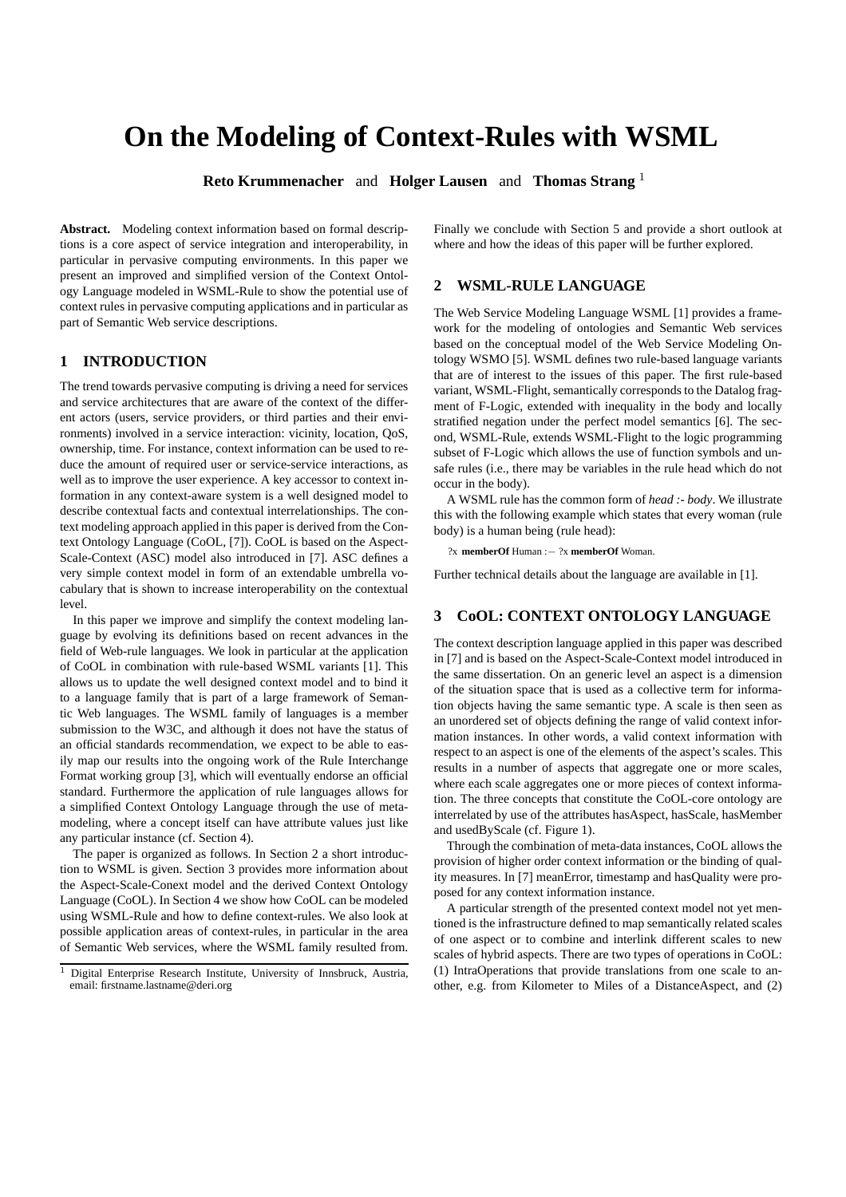# On the Modeling of Context-Rules with WSML

**Reto Krummenacher** and **Holger Lausen** and **Thomas Strang** [1]

**Abstract.** Modeling context information based on formal descriptions is a core aspect of service integration and interoperability, in particular in pervasive computing environments. In this paper we present an improved and simplified version of the Context Ontology Language modeled in WSML-Rule to show the potential use of context rules in pervasive computing applications and in particular as part of Semantic Web service descriptions.

## 1 INTRODUCTION

The trend towards pervasive computing is driving a need for services and service architectures that are aware of the context of the different actors (users, service providers, or third parties and their environments) involved in a service interaction: vicinity, location, QoS, ownership, time. For instance, context information can be used to reduce the amount of required user or service-service interactions, as well as to improve the user experience. A key accessor to context information in any context-aware system is a well designed model to describe contextual facts and contextual interrelationships. The context modeling approach applied in this paper is derived from the Context Ontology Language (CoOL, [7]). CoOL is based on the Aspect-Scale-Context (ASC) model also introduced in [7]. ASC defines a very simple context model in form of an extendable umbrella vocabulary that is shown to increase interoperability on the contextual level.

In this paper we improve and simplify the context modeling language by evolving its definitions based on recent advances in the field of Web-rule languages. We look in particular at the application of CoOL in combination with rule-based WSML variants [1]. This allows us to update the well designed context model and to bind it to a language family that is part of a large framework of Semantic Web languages. The WSML family of languages is a member submission to the W3C, and although it does not have the status of an official standards recommendation, we expect to be able to easily map our results into the ongoing work of the Rule Interchange Format working group [3], which will eventually endorse an official standard. Furthermore the application of rule languages allows for a simplified Context Ontology Language through the use of meta-modeling, where a concept itself can have attribute values just like any particular instance (cf. Section 4).

The paper is organized as follows. In Section 2 a short introduction to WSML is given. Section 3 provides more information about the Aspect-Scale-Conext model and the derived Context Ontology Language (CoOL). In Section 4 we show how CoOL can be modeled using WSML-Rule and how to define context-rules. We also look at possible application areas of context-rules, in particular in the area of Semantic Web services, where the WSML family resulted from. Finally we conclude with Section 5 and provide a short outlook at where and how the ideas of this paper will be further explored.

## 2 WSML-RULE LANGUAGE

The Web Service Modeling Language WSML [1] provides a framework for the modeling of ontologies and Semantic Web services based on the conceptual model of the Web Service Modeling Ontology WSMO [5]. WSML defines two rule-based language variants that are of interest to the issues of this paper. The first rule-based variant, WSML-Flight, semantically corresponds to the Datalog fragment of F-Logic, extended with inequality in the body and locally stratified negation under the perfect model semantics [6]. The second, WSML-Rule, extends WSML-Flight to the logic programming subset of F-Logic which allows the use of function symbols and unsafe rules (i.e., there may be variables in the rule head which do not occur in the body).

A WSML rule has the common form of *head :- body*. We illustrate this with the following example which states that every woman (rule body) is a human being (rule head):

```
?x memberOf Human :− ?x memberOf Woman.
```

Further technical details about the language are available in [1].

## 3 CoOL: CONTEXT ONTOLOGY LANGUAGE

The context description language applied in this paper was described in [7] and is based on the Aspect-Scale-Context model introduced in the same dissertation. On an generic level an aspect is a dimension of the situation space that is used as a collective term for information objects having the same semantic type. A scale is then seen as an unordered set of objects defining the range of valid context information instances. In other words, a valid context information with respect to an aspect is one of the elements of the aspect's scales. This results in a number of aspects that aggregate one or more scales, where each scale aggregates one or more pieces of context information. The three concepts that constitute the CoOL-core ontology are interrelated by use of the attributes hasAspect, hasScale, hasMember and usedByScale (cf. Figure 1).

Through the combination of meta-data instances, CoOL allows the provision of higher order context information or the binding of quality measures. In [7] meanError, timestamp and hasQuality were proposed for any context information instance.

A particular strength of the presented context model not yet mentioned is the infrastructure defined to map semantically related scales of one aspect or to combine and interlink different scales to new scales of hybrid aspects. There are two types of operations in CoOL: (1) IntraOperations that provide translations from one scale to another, e.g. from Kilometer to Miles of a DistanceAspect, and (2)

[1] Digital Enterprise Research Institute, University of Innsbruck, Austria, email: firstname.lastname@deri.org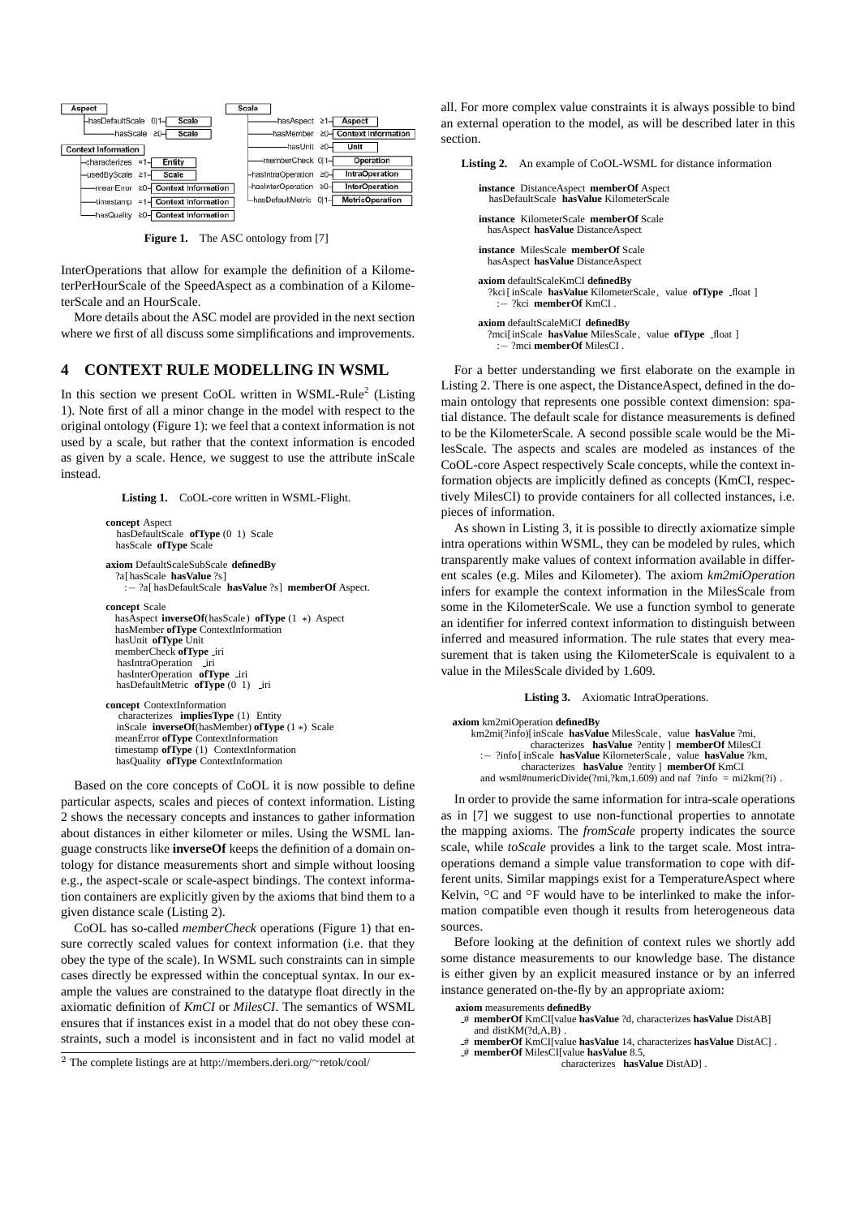**Figure 1.** The ASC ontology from [7]

InterOperations that allow for example the definition of a KilometerPerHourScale of the SpeedAspect as a combination of a KilometerScale and an HourScale.

More details about the ASC model are provided in the next section where we first of all discuss some simplifications and improvements.

## 4 CONTEXT RULE MODELLING IN WSML

In this section we present CoOL written in WSML-Rule[2] (Listing 1). Note first of all a minor change in the model with respect to the original ontology (Figure 1): we feel that a context information is not used by a scale, but rather that the context information is encoded as given by a scale. Hence, we suggest to use the attribute inScale instead.

**Listing 1.** CoOL-core written in WSML-Flight.

```
concept Aspect
  hasDefaultScale ofType (0 1) Scale
  hasScale ofType Scale

axiom DefaultScaleSubScale definedBy
  ?a[hasScale hasValue ?s]
    :- ?a[hasDefaultScale hasValue ?s] memberOf Aspect.

concept Scale
  hasAspect inverseOf(hasScale) ofType (1 *) Aspect
  hasMember ofType ContextInformation
  hasUnit ofType Unit
  memberCheck ofType _iri
  hasIntraOperation _iri
  hasInterOperation ofType _iri
  hasDefaultMetric ofType (0 1) _iri

concept ContextInformation
  characterizes impliesType (1) Entity
  inScale inverseOf(hasMember) ofType (1 *) Scale
  meanError ofType ContextInformation
  timestamp ofType (1) ContextInformation
  hasQuality ofType ContextInformation
```

Based on the core concepts of CoOL it is now possible to define particular aspects, scales and pieces of context information. Listing 2 shows the necessary concepts and instances to gather information about distances in either kilometer or miles. Using the WSML language constructs like **inverseOf** keeps the definition of a domain ontology for distance measurements short and simple without loosing e.g., the aspect-scale or scale-aspect bindings. The context information containers are explicitly given by the axioms that bind them to a given distance scale (Listing 2).

CoOL has so-called *memberCheck* operations (Figure 1) that ensure correctly scaled values for context information (i.e. that they obey the type of the scale). In WSML such constraints can in simple cases directly be expressed within the conceptual syntax. In our example the values are constrained to the datatype float directly in the axiomatic definition of *KmCI* or *MilesCI*. The semantics of WSML ensures that if instances exist in a model that do not obey these constraints, such a model is inconsistent and in fact no valid model at all. For more complex value constraints it is always possible to bind an external operation to the model, as will be described later in this section.

[2] The complete listings are at http://members.deri.org/~retok/cool/

**Listing 2.** An example of CoOL-WSML for distance information

```
instance DistanceAspect memberOf Aspect
  hasDefaultScale hasValue KilometerScale

instance KilometerScale memberOf Scale
  hasAspect hasValue DistanceAspect

instance MilesScale memberOf Scale
  hasAspect hasValue DistanceAspect

axiom defaultScaleKmCI definedBy
  ?kci[inScale hasValue KilometerScale, value ofType _float ]
    :- ?kci memberOf KmCI .

axiom defaultScaleMiCI definedBy
  ?mci[inScale hasValue MilesScale, value ofType _float ]
    :- ?mci memberOf MilesCI .
```

For a better understanding we first elaborate on the example in Listing 2. There is one aspect, the DistanceAspect, defined in the domain ontology that represents one possible context dimension: spatial distance. The default scale for distance measurements is defined to be the KilometerScale. A second possible scale would be the MilesScale. The aspects and scales are modeled as instances of the CoOL-core Aspect respectively Scale concepts, while the context information objects are implicitly defined as concepts (KmCI, respectively MilesCI) to provide containers for all collected instances, i.e. pieces of information.

As shown in Listing 3, it is possible to directly axiomatize simple intra operations within WSML, they can be modeled by rules, which transparently make values of context information available in different scales (e.g. Miles and Kilometer). The axiom *km2miOperation* infers for example the context information in the MilesScale from some in the KilometerScale. We use a function symbol to generate an identifier for inferred context information to distinguish between inferred and measured information. The rule states that every measurement that is taken using the KilometerScale is equivalent to a value in the MilesScale divided by 1.609.

**Listing 3.** Axiomatic IntraOperations.

```
axiom km2miOperation definedBy
  km2mi(?info)[inScale hasValue MilesScale, value hasValue ?mi,
               characterizes hasValue ?entity ] memberOf MilesCI
    :- ?info[inScale hasValue KilometerScale, value hasValue ?km,
             characterizes hasValue ?entity ] memberOf KmCI
    and wsml#numericDivide(?mi,?km,1.609) and naf ?info = mi2km(?i) .
```

In order to provide the same information for intra-scale operations as in [7] we suggest to use non-functional properties to annotate the mapping axioms. The *fromScale* property indicates the source scale, while *toScale* provides a link to the target scale. Most intraoperations demand a simple value transformation to cope with different units. Similar mappings exist for a TemperatureAspect where Kelvin, °C and °F would have to be interlinked to make the information compatible even though it results from heterogeneous data sources.

Before looking at the definition of context rules we shortly add some distance measurements to our knowledge base. The distance is either given by an explicit measured instance or by an inferred instance generated on-the-fly by an appropriate axiom:

```
axiom measurements definedBy
  _# memberOf KmCI[value hasValue ?d, characterizes hasValue DistAB]
    and distKM(?d,A,B) .
  _# memberOf KmCI[value hasValue 14, characterizes hasValue DistAC] .
  _# memberOf MilesCI[value hasValue 8.5,
                      characterizes hasValue DistAD] .
```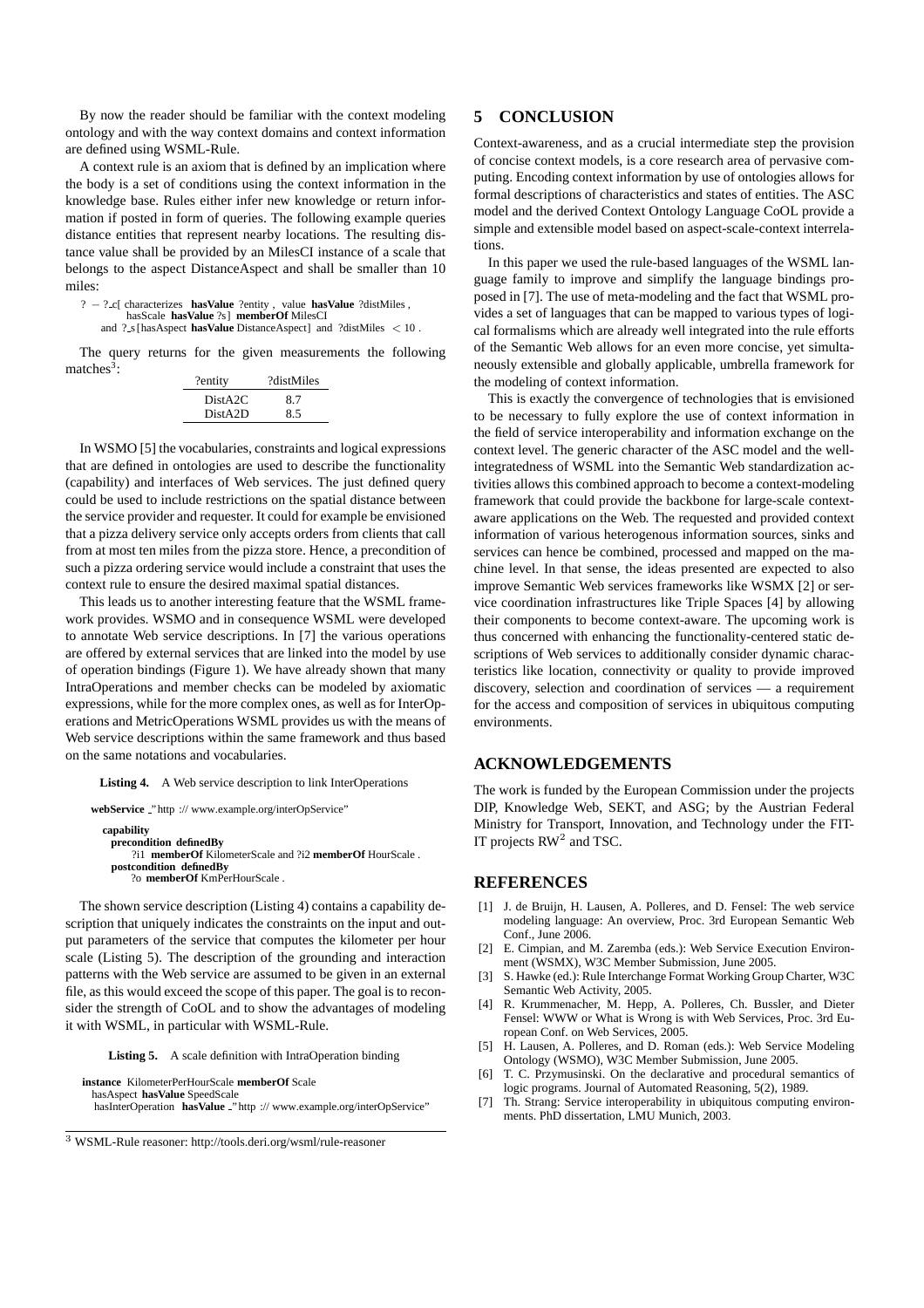By now the reader should be familiar with the context modeling ontology and with the way context domains and context information are defined using WSML-Rule.

A context rule is an axiom that is defined by an implication where the body is a set of conditions using the context information in the knowledge base. Rules either infer new knowledge or return information if posted in form of queries. The following example queries distance entities that represent nearby locations. The resulting distance value shall be provided by an MilesCI instance of a scale that belongs to the aspect DistanceAspect and shall be smaller than 10 miles:

```
? − ?_c[ characterizes hasValue ?entity , value hasValue ?distMiles ,
       hasScale hasValue ?s] memberOf MilesCI
   and ?_s[hasAspect hasValue DistanceAspect] and ?distMiles < 10 .
```

The query returns for the given measurements the following matches[3]:

| ?entity | ?distMiles |
| --- | --- |
| DistA2C | 8.7 |
| DistA2D | 8.5 |

In WSMO [5] the vocabularies, constraints and logical expressions that are defined in ontologies are used to describe the functionality (capability) and interfaces of Web services. The just defined query could be used to include restrictions on the spatial distance between the service provider and requester. It could for example be envisioned that a pizza delivery service only accepts orders from clients that call from at most ten miles from the pizza store. Hence, a precondition of such a pizza ordering service would include a constraint that uses the context rule to ensure the desired maximal spatial distances.

This leads us to another interesting feature that the WSML framework provides. WSMO and in consequence WSML were developed to annotate Web service descriptions. In [7] the various operations are offered by external services that are linked into the model by use of operation bindings (Figure 1). We have already shown that many IntraOperations and member checks can be modeled by axiomatic expressions, while for the more complex ones, as well as for InterOperations and MetricOperations WSML provides us with the means of Web service descriptions within the same framework and thus based on the same notations and vocabularies.

**Listing 4.** A Web service description to link InterOperations

```
webService _"http :// www.example.org/interOpService"

  capability
    precondition definedBy
        ?i1 memberOf KilometerScale and ?i2 memberOf HourScale .
    postcondition definedBy
        ?o memberOf KmPerHourScale .
```

The shown service description (Listing 4) contains a capability description that uniquely indicates the constraints on the input and output parameters of the service that computes the kilometer per hour scale (Listing 5). The description of the grounding and interaction patterns with the Web service are assumed to be given in an external file, as this would exceed the scope of this paper. The goal is to reconsider the strength of CoOL and to show the advantages of modeling it with WSML, in particular with WSML-Rule.

**Listing 5.** A scale definition with IntraOperation binding

```
instance KilometerPerHourScale memberOf Scale
  hasAspect hasValue SpeedScale
  hasInterOperation hasValue _"http :// www.example.org/interOpService"
```

[3] WSML-Rule reasoner: http://tools.deri.org/wsml/rule-reasoner

## 5 CONCLUSION

Context-awareness, and as a crucial intermediate step the provision of concise context models, is a core research area of pervasive computing. Encoding context information by use of ontologies allows for formal descriptions of characteristics and states of entities. The ASC model and the derived Context Ontology Language CoOL provide a simple and extensible model based on aspect-scale-context interrelations.

In this paper we used the rule-based languages of the WSML language family to improve and simplify the language bindings proposed in [7]. The use of meta-modeling and the fact that WSML provides a set of languages that can be mapped to various types of logical formalisms which are already well integrated into the rule efforts of the Semantic Web allows for an even more concise, yet simultaneously extensible and globally applicable, umbrella framework for the modeling of context information.

This is exactly the convergence of technologies that is envisioned to be necessary to fully explore the use of context information in the field of service interoperability and information exchange on the context level. The generic character of the ASC model and the well-integratedness of WSML into the Semantic Web standardization activities allows this combined approach to become a context-modeling framework that could provide the backbone for large-scale context-aware applications on the Web. The requested and provided context information of various heterogenous information sources, sinks and services can hence be combined, processed and mapped on the machine level. In that sense, the ideas presented are expected to also improve Semantic Web services frameworks like WSMX [2] or service coordination infrastructures like Triple Spaces [4] by allowing their components to become context-aware. The upcoming work is thus concerned with enhancing the functionality-centered static descriptions of Web services to additionally consider dynamic characteristics like location, connectivity or quality to provide improved discovery, selection and coordination of services — a requirement for the access and composition of services in ubiquitous computing environments.

## ACKNOWLEDGEMENTS

The work is funded by the European Commission under the projects DIP, Knowledge Web, SEKT, and ASG; by the Austrian Federal Ministry for Transport, Innovation, and Technology under the FIT-IT projects $RW^2$ and TSC.

## REFERENCES

[1] J. de Bruijn, H. Lausen, A. Polleres, and D. Fensel: The web service modeling language: An overview, Proc. 3rd European Semantic Web Conf., June 2006.

[2] E. Cimpian, and M. Zaremba (eds.): Web Service Execution Environment (WSMX), W3C Member Submission, June 2005.

[3] S. Hawke (ed.): Rule Interchange Format Working Group Charter, W3C Semantic Web Activity, 2005.

[4] R. Krummenacher, M. Hepp, A. Polleres, Ch. Bussler, and Dieter Fensel: WWW or What is Wrong is with Web Services, Proc. 3rd European Conf. on Web Services, 2005.

[5] H. Lausen, A. Polleres, and D. Roman (eds.): Web Service Modeling Ontology (WSMO), W3C Member Submission, June 2005.

[6] T. C. Przymusinski. On the declarative and procedural semantics of logic programs. Journal of Automated Reasoning, 5(2), 1989.

[7] Th. Strang: Service interoperability in ubiquitous computing environments. PhD dissertation, LMU Munich, 2003.